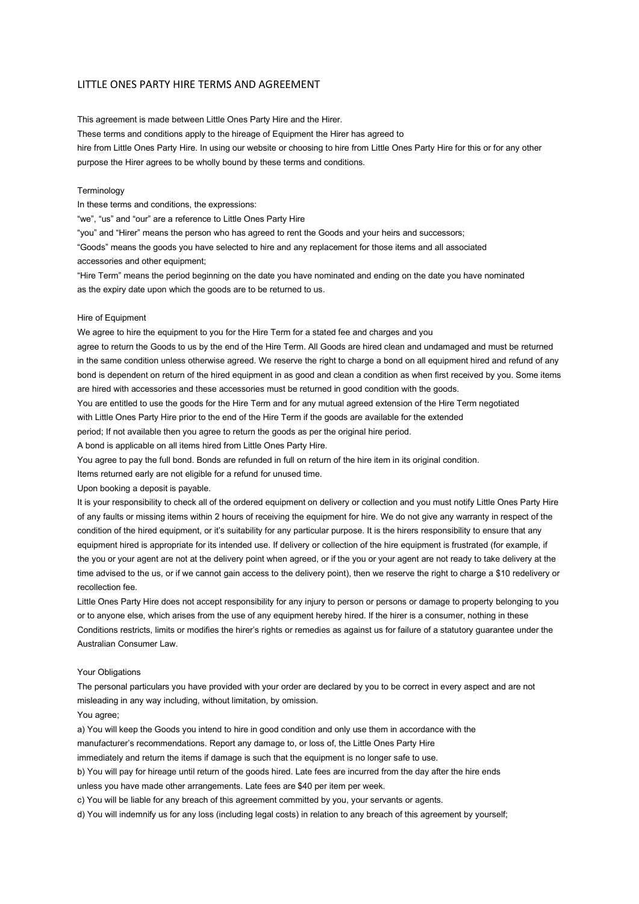# LITTLE ONES PARTY HIRE TERMS AND AGREEMENT

This agreement is made between Little Ones Party Hire and the Hirer.
These terms and conditions apply to the hireage of Equipment the Hirer has agreed to hire from Little Ones Party Hire. In using our website or choosing to hire from Little Ones Party Hire for this or for any other purpose the Hirer agrees to be wholly bound by these terms and conditions.

## Terminology

In these terms and conditions, the expressions:
"we", "us" and "our" are a reference to Little Ones Party Hire
"you" and "Hirer" means the person who has agreed to rent the Goods and your heirs and successors;
"Goods" means the goods you have selected to hire and any replacement for those items and all associated accessories and other equipment;
"Hire Term" means the period beginning on the date you have nominated and ending on the date you have nominated as the expiry date upon which the goods are to be returned to us.

## Hire of Equipment

We agree to hire the equipment to you for the Hire Term for a stated fee and charges and you agree to return the Goods to us by the end of the Hire Term. All Goods are hired clean and undamaged and must be returned in the same condition unless otherwise agreed. We reserve the right to charge a bond on all equipment hired and refund of any bond is dependent on return of the hired equipment in as good and clean a condition as when first received by you. Some items are hired with accessories and these accessories must be returned in good condition with the goods.
You are entitled to use the goods for the Hire Term and for any mutual agreed extension of the Hire Term negotiated with Little Ones Party Hire prior to the end of the Hire Term if the goods are available for the extended period; If not available then you agree to return the goods as per the original hire period.
A bond is applicable on all items hired from Little Ones Party Hire.
You agree to pay the full bond. Bonds are refunded in full on return of the hire item in its original condition.
Items returned early are not eligible for a refund for unused time.
Upon booking a deposit is payable.
It is your responsibility to check all of the ordered equipment on delivery or collection and you must notify Little Ones Party Hire of any faults or missing items within 2 hours of receiving the equipment for hire. We do not give any warranty in respect of the condition of the hired equipment, or it's suitability for any particular purpose. It is the hirers responsibility to ensure that any equipment hired is appropriate for its intended use. If delivery or collection of the hire equipment is frustrated (for example, if the you or your agent are not at the delivery point when agreed, or if the you or your agent are not ready to take delivery at the time advised to the us, or if we cannot gain access to the delivery point), then we reserve the right to charge a $10 redelivery or recollection fee.
Little Ones Party Hire does not accept responsibility for any injury to person or persons or damage to property belonging to you or to anyone else, which arises from the use of any equipment hereby hired. If the hirer is a consumer, nothing in these Conditions restricts, limits or modifies the hirer's rights or remedies as against us for failure of a statutory guarantee under the Australian Consumer Law.

## Your Obligations

The personal particulars you have provided with your order are declared by you to be correct in every aspect and are not misleading in any way including, without limitation, by omission.
You agree;
a) You will keep the Goods you intend to hire in good condition and only use them in accordance with the manufacturer's recommendations. Report any damage to, or loss of, the Little Ones Party Hire immediately and return the items if damage is such that the equipment is no longer safe to use.
b) You will pay for hireage until return of the goods hired. Late fees are incurred from the day after the hire ends unless you have made other arrangements. Late fees are $40 per item per week.
c) You will be liable for any breach of this agreement committed by you, your servants or agents.
d) You will indemnify us for any loss (including legal costs) in relation to any breach of this agreement by yourself;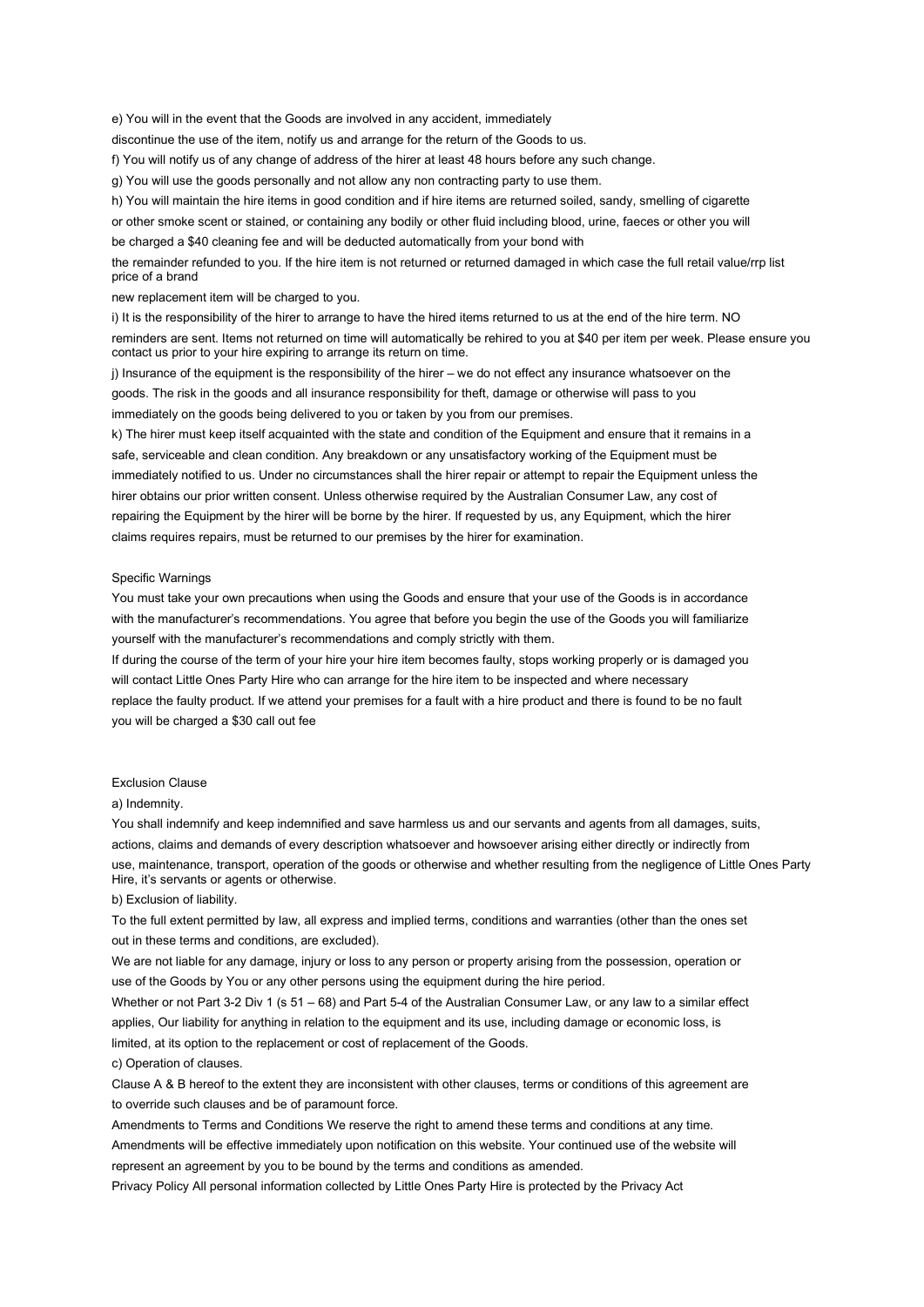e) You will in the event that the Goods are involved in any accident, immediately discontinue the use of the item, notify us and arrange for the return of the Goods to us.

f) You will notify us of any change of address of the hirer at least 48 hours before any such change.

g) You will use the goods personally and not allow any non contracting party to use them.

h) You will maintain the hire items in good condition and if hire items are returned soiled, sandy, smelling of cigarette or other smoke scent or stained, or containing any bodily or other fluid including blood, urine, faeces or other you will be charged a $40 cleaning fee and will be deducted automatically from your bond with the remainder refunded to you. If the hire item is not returned or returned damaged in which case the full retail value/rrp list price of a brand new replacement item will be charged to you.

i) It is the responsibility of the hirer to arrange to have the hired items returned to us at the end of the hire term. NO reminders are sent. Items not returned on time will automatically be rehired to you at $40 per item per week. Please ensure you contact us prior to your hire expiring to arrange its return on time.

j) Insurance of the equipment is the responsibility of the hirer – we do not effect any insurance whatsoever on the goods. The risk in the goods and all insurance responsibility for theft, damage or otherwise will pass to you immediately on the goods being delivered to you or taken by you from our premises.

k) The hirer must keep itself acquainted with the state and condition of the Equipment and ensure that it remains in a safe, serviceable and clean condition. Any breakdown or any unsatisfactory working of the Equipment must be immediately notified to us. Under no circumstances shall the hirer repair or attempt to repair the Equipment unless the hirer obtains our prior written consent. Unless otherwise required by the Australian Consumer Law, any cost of repairing the Equipment by the hirer will be borne by the hirer. If requested by us, any Equipment, which the hirer claims requires repairs, must be returned to our premises by the hirer for examination.

Specific Warnings

You must take your own precautions when using the Goods and ensure that your use of the Goods is in accordance with the manufacturer's recommendations. You agree that before you begin the use of the Goods you will familiarize yourself with the manufacturer's recommendations and comply strictly with them.

If during the course of the term of your hire your hire item becomes faulty, stops working properly or is damaged you will contact Little Ones Party Hire who can arrange for the hire item to be inspected and where necessary replace the faulty product. If we attend your premises for a fault with a hire product and there is found to be no fault you will be charged a $30 call out fee

Exclusion Clause

a) Indemnity.

You shall indemnify and keep indemnified and save harmless us and our servants and agents from all damages, suits, actions, claims and demands of every description whatsoever and howsoever arising either directly or indirectly from use, maintenance, transport, operation of the goods or otherwise and whether resulting from the negligence of Little Ones Party Hire, it's servants or agents or otherwise.

b) Exclusion of liability.

To the full extent permitted by law, all express and implied terms, conditions and warranties (other than the ones set out in these terms and conditions, are excluded).

We are not liable for any damage, injury or loss to any person or property arising from the possession, operation or use of the Goods by You or any other persons using the equipment during the hire period.

Whether or not Part 3-2 Div 1 (s 51 – 68) and Part 5-4 of the Australian Consumer Law, or any law to a similar effect applies, Our liability for anything in relation to the equipment and its use, including damage or economic loss, is limited, at its option to the replacement or cost of replacement of the Goods.

c) Operation of clauses.

Clause A & B hereof to the extent they are inconsistent with other clauses, terms or conditions of this agreement are to override such clauses and be of paramount force.

Amendments to Terms and Conditions We reserve the right to amend these terms and conditions at any time. Amendments will be effective immediately upon notification on this website. Your continued use of the website will represent an agreement by you to be bound by the terms and conditions as amended.

Privacy Policy All personal information collected by Little Ones Party Hire is protected by the Privacy Act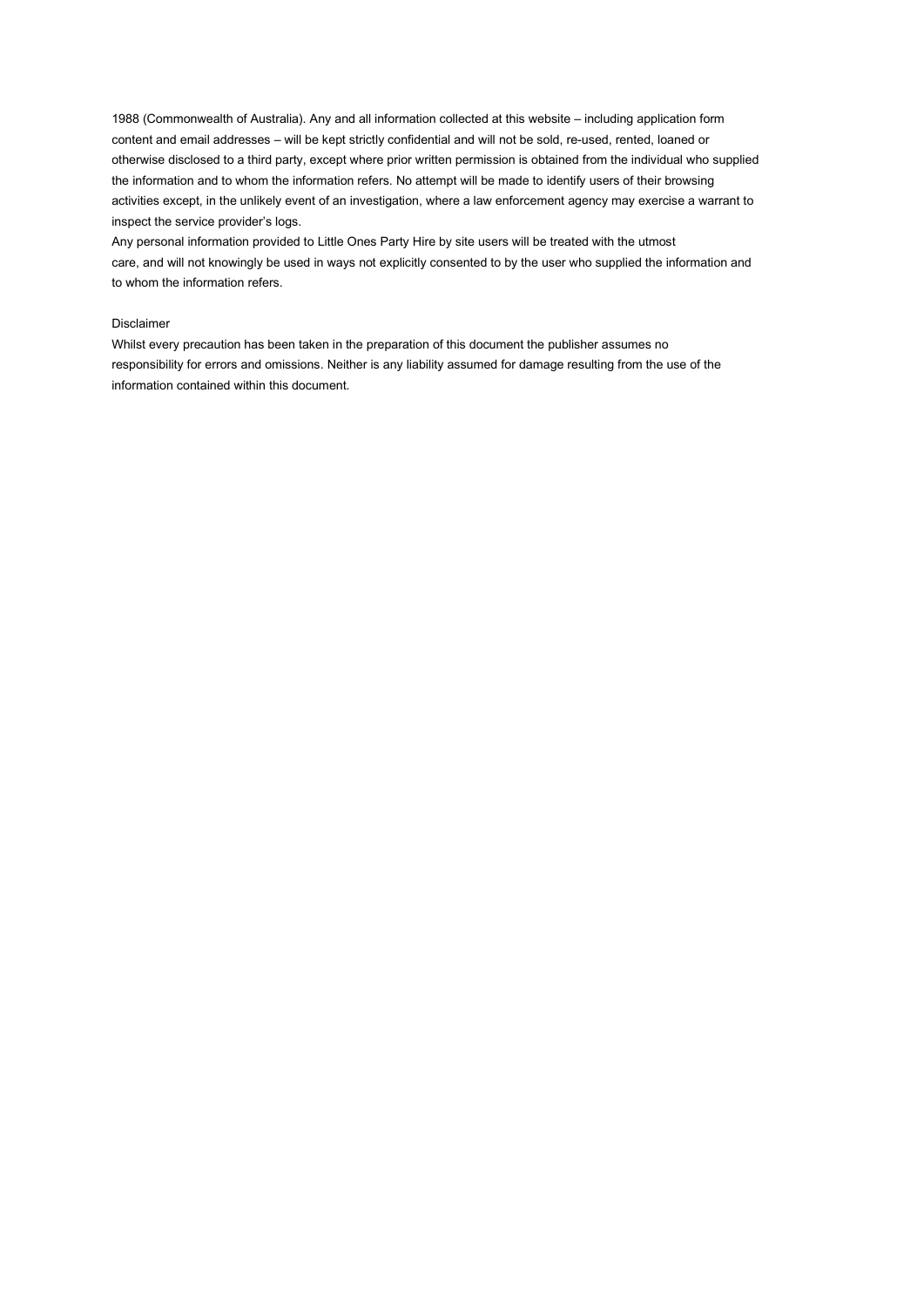1988 (Commonwealth of Australia). Any and all information collected at this website – including application form content and email addresses – will be kept strictly confidential and will not be sold, re-used, rented, loaned or otherwise disclosed to a third party, except where prior written permission is obtained from the individual who supplied the information and to whom the information refers. No attempt will be made to identify users of their browsing activities except, in the unlikely event of an investigation, where a law enforcement agency may exercise a warrant to inspect the service provider's logs.

Any personal information provided to Little Ones Party Hire by site users will be treated with the utmost care, and will not knowingly be used in ways not explicitly consented to by the user who supplied the information and to whom the information refers.

Disclaimer

Whilst every precaution has been taken in the preparation of this document the publisher assumes no responsibility for errors and omissions. Neither is any liability assumed for damage resulting from the use of the information contained within this document.